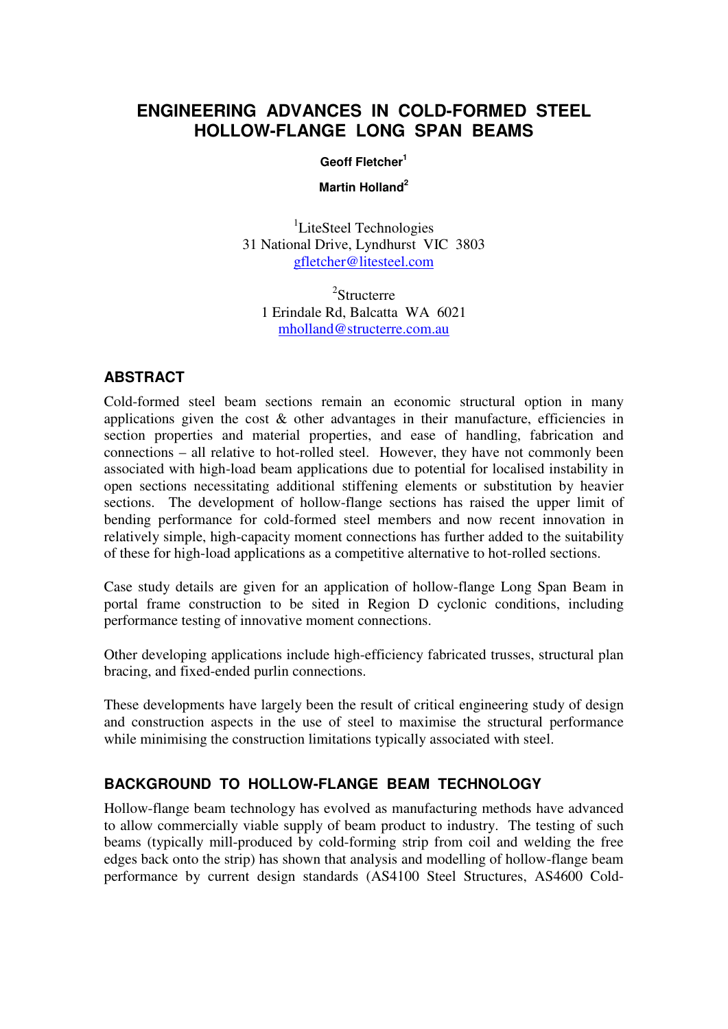# ENGINEERING ADVANCES IN COLD-FORMED STEEL HOLLOW-FLANGE LONG SPAN BEAMS

**Geoff Fletcher[1]**

**Martin Holland[2]**

[1]LiteSteel Technologies
31 National Drive, Lyndhurst VIC 3803
gfletcher@litesteel.com

[2]Structerre
1 Erindale Rd, Balcatta WA 6021
mholland@structerre.com.au

## ABSTRACT

Cold-formed steel beam sections remain an economic structural option in many applications given the cost & other advantages in their manufacture, efficiencies in section properties and material properties, and ease of handling, fabrication and connections – all relative to hot-rolled steel. However, they have not commonly been associated with high-load beam applications due to potential for localised instability in open sections necessitating additional stiffening elements or substitution by heavier sections. The development of hollow-flange sections has raised the upper limit of bending performance for cold-formed steel members and now recent innovation in relatively simple, high-capacity moment connections has further added to the suitability of these for high-load applications as a competitive alternative to hot-rolled sections.

Case study details are given for an application of hollow-flange Long Span Beam in portal frame construction to be sited in Region D cyclonic conditions, including performance testing of innovative moment connections.

Other developing applications include high-efficiency fabricated trusses, structural plan bracing, and fixed-ended purlin connections.

These developments have largely been the result of critical engineering study of design and construction aspects in the use of steel to maximise the structural performance while minimising the construction limitations typically associated with steel.

## BACKGROUND TO HOLLOW-FLANGE BEAM TECHNOLOGY

Hollow-flange beam technology has evolved as manufacturing methods have advanced to allow commercially viable supply of beam product to industry. The testing of such beams (typically mill-produced by cold-forming strip from coil and welding the free edges back onto the strip) has shown that analysis and modelling of hollow-flange beam performance by current design standards (AS4100 Steel Structures, AS4600 Cold-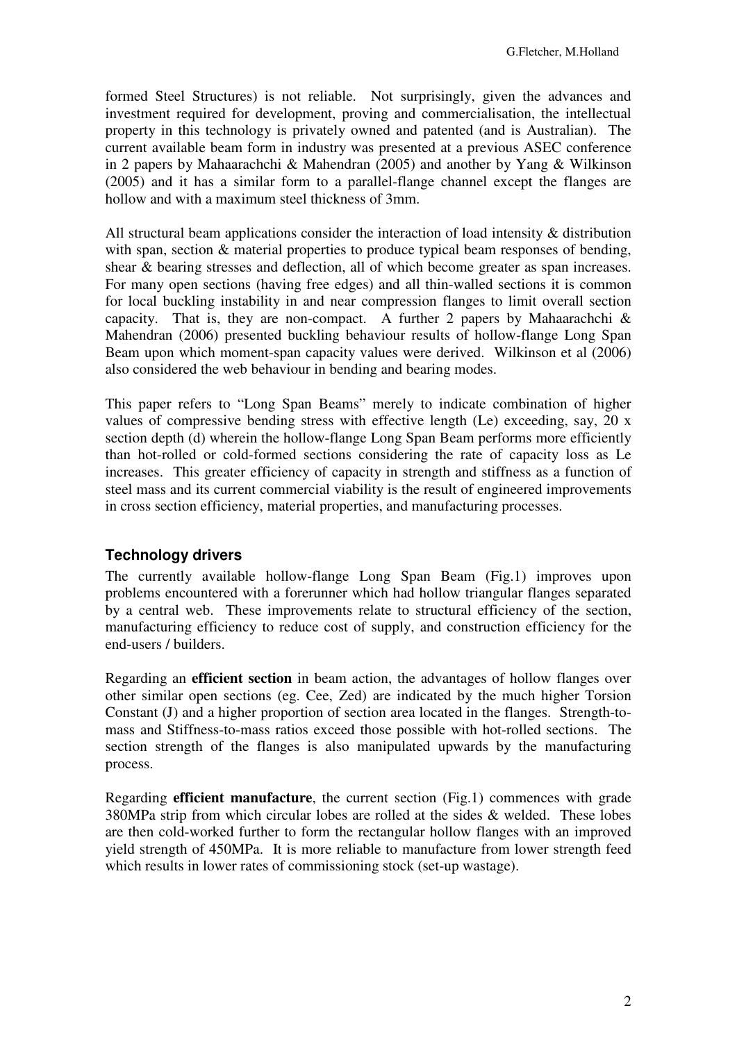formed Steel Structures) is not reliable. Not surprisingly, given the advances and investment required for development, proving and commercialisation, the intellectual property in this technology is privately owned and patented (and is Australian). The current available beam form in industry was presented at a previous ASEC conference in 2 papers by Mahaarachchi & Mahendran (2005) and another by Yang & Wilkinson (2005) and it has a similar form to a parallel-flange channel except the flanges are hollow and with a maximum steel thickness of 3mm.

All structural beam applications consider the interaction of load intensity & distribution with span, section & material properties to produce typical beam responses of bending, shear & bearing stresses and deflection, all of which become greater as span increases. For many open sections (having free edges) and all thin-walled sections it is common for local buckling instability in and near compression flanges to limit overall section capacity. That is, they are non-compact. A further 2 papers by Mahaarachchi & Mahendran (2006) presented buckling behaviour results of hollow-flange Long Span Beam upon which moment-span capacity values were derived. Wilkinson et al (2006) also considered the web behaviour in bending and bearing modes.

This paper refers to "Long Span Beams" merely to indicate combination of higher values of compressive bending stress with effective length (Le) exceeding, say, 20 x section depth (d) wherein the hollow-flange Long Span Beam performs more efficiently than hot-rolled or cold-formed sections considering the rate of capacity loss as Le increases. This greater efficiency of capacity in strength and stiffness as a function of steel mass and its current commercial viability is the result of engineered improvements in cross section efficiency, material properties, and manufacturing processes.

## Technology drivers

The currently available hollow-flange Long Span Beam (Fig.1) improves upon problems encountered with a forerunner which had hollow triangular flanges separated by a central web. These improvements relate to structural efficiency of the section, manufacturing efficiency to reduce cost of supply, and construction efficiency for the end-users / builders.

Regarding an **efficient section** in beam action, the advantages of hollow flanges over other similar open sections (eg. Cee, Zed) are indicated by the much higher Torsion Constant (J) and a higher proportion of section area located in the flanges. Strength-to-mass and Stiffness-to-mass ratios exceed those possible with hot-rolled sections. The section strength of the flanges is also manipulated upwards by the manufacturing process.

Regarding **efficient manufacture**, the current section (Fig.1) commences with grade 380MPa strip from which circular lobes are rolled at the sides & welded. These lobes are then cold-worked further to form the rectangular hollow flanges with an improved yield strength of 450MPa. It is more reliable to manufacture from lower strength feed which results in lower rates of commissioning stock (set-up wastage).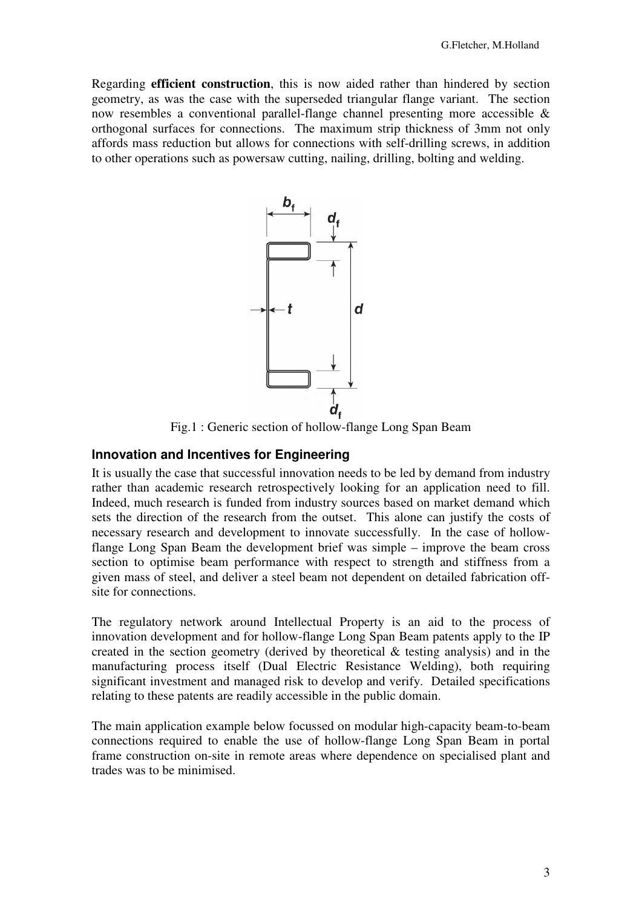Regarding **efficient construction**, this is now aided rather than hindered by section geometry, as was the case with the superseded triangular flange variant. The section now resembles a conventional parallel-flange channel presenting more accessible & orthogonal surfaces for connections. The maximum strip thickness of 3mm not only affords mass reduction but allows for connections with self-drilling screws, in addition to other operations such as powersaw cutting, nailing, drilling, bolting and welding.

Fig.1 : Generic section of hollow-flange Long Span Beam

### Innovation and Incentives for Engineering

It is usually the case that successful innovation needs to be led by demand from industry rather than academic research retrospectively looking for an application need to fill. Indeed, much research is funded from industry sources based on market demand which sets the direction of the research from the outset. This alone can justify the costs of necessary research and development to innovate successfully. In the case of hollow-flange Long Span Beam the development brief was simple – improve the beam cross section to optimise beam performance with respect to strength and stiffness from a given mass of steel, and deliver a steel beam not dependent on detailed fabrication off-site for connections.

The regulatory network around Intellectual Property is an aid to the process of innovation development and for hollow-flange Long Span Beam patents apply to the IP created in the section geometry (derived by theoretical & testing analysis) and in the manufacturing process itself (Dual Electric Resistance Welding), both requiring significant investment and managed risk to develop and verify. Detailed specifications relating to these patents are readily accessible in the public domain.

The main application example below focussed on modular high-capacity beam-to-beam connections required to enable the use of hollow-flange Long Span Beam in portal frame construction on-site in remote areas where dependence on specialised plant and trades was to be minimised.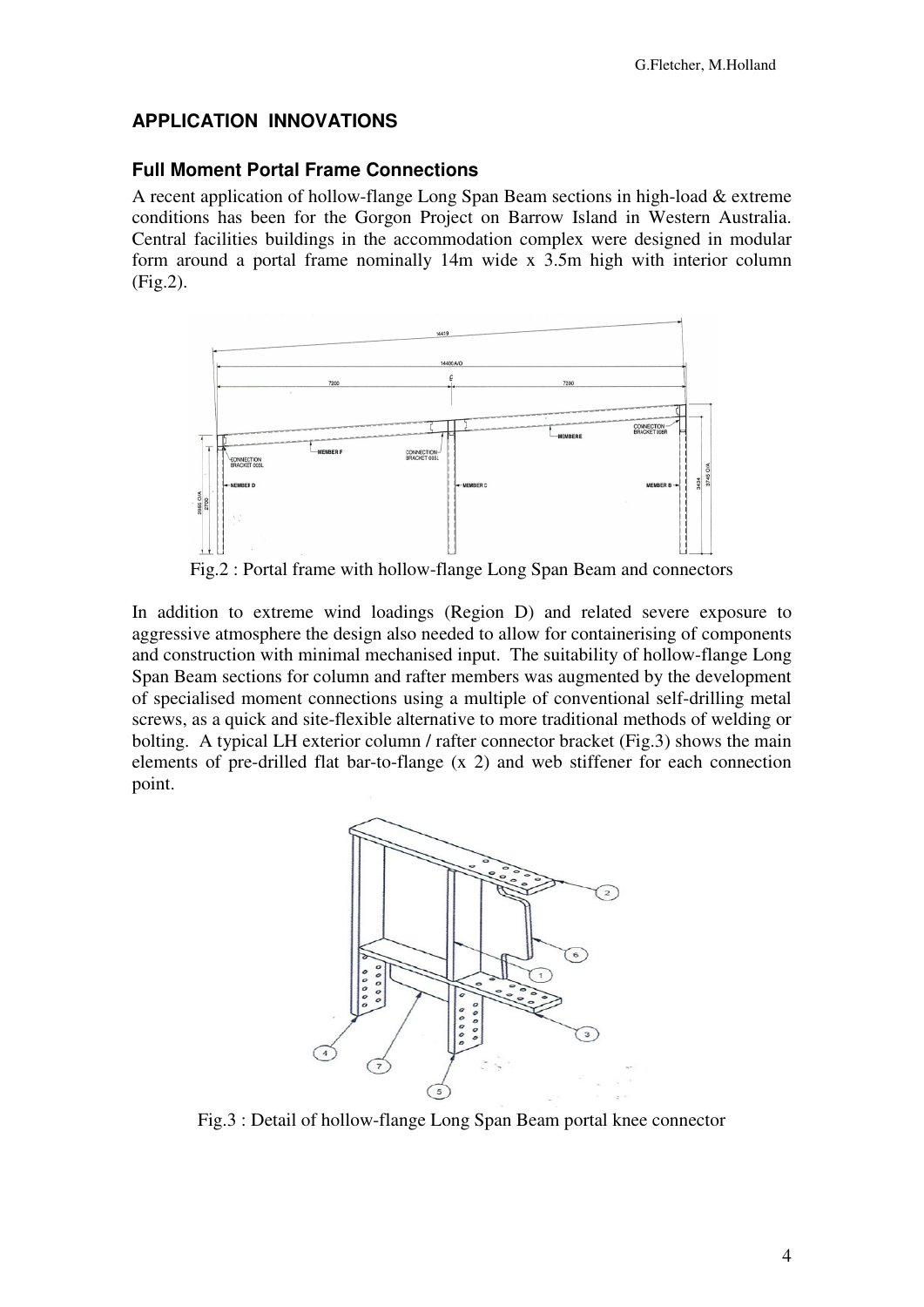## APPLICATION INNOVATIONS

### Full Moment Portal Frame Connections

A recent application of hollow-flange Long Span Beam sections in high-load & extreme conditions has been for the Gorgon Project on Barrow Island in Western Australia. Central facilities buildings in the accommodation complex were designed in modular form around a portal frame nominally 14m wide x 3.5m high with interior column (Fig.2).

Fig.2 : Portal frame with hollow-flange Long Span Beam and connectors

In addition to extreme wind loadings (Region D) and related severe exposure to aggressive atmosphere the design also needed to allow for containerising of components and construction with minimal mechanised input. The suitability of hollow-flange Long Span Beam sections for column and rafter members was augmented by the development of specialised moment connections using a multiple of conventional self-drilling metal screws, as a quick and site-flexible alternative to more traditional methods of welding or bolting. A typical LH exterior column / rafter connector bracket (Fig.3) shows the main elements of pre-drilled flat bar-to-flange (x 2) and web stiffener for each connection point.

Fig.3 : Detail of hollow-flange Long Span Beam portal knee connector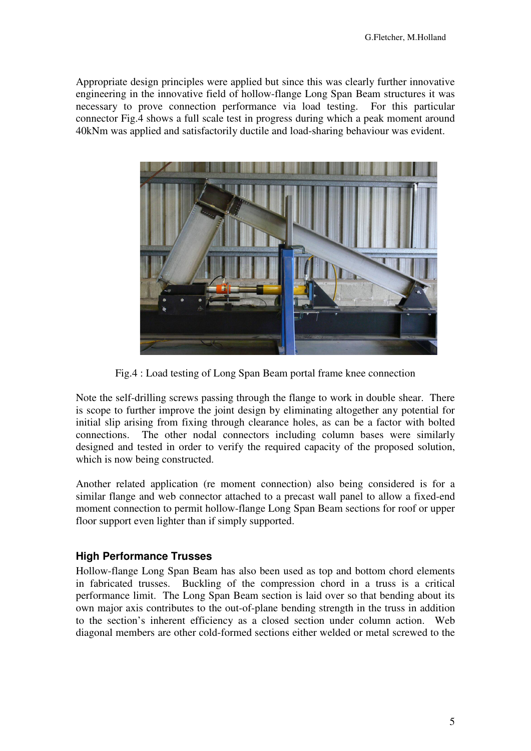Appropriate design principles were applied but since this was clearly further innovative engineering in the innovative field of hollow-flange Long Span Beam structures it was necessary to prove connection performance via load testing. For this particular connector Fig.4 shows a full scale test in progress during which a peak moment around 40kNm was applied and satisfactorily ductile and load-sharing behaviour was evident.

Fig.4 : Load testing of Long Span Beam portal frame knee connection

Note the self-drilling screws passing through the flange to work in double shear. There is scope to further improve the joint design by eliminating altogether any potential for initial slip arising from fixing through clearance holes, as can be a factor with bolted connections. The other nodal connectors including column bases were similarly designed and tested in order to verify the required capacity of the proposed solution, which is now being constructed.

Another related application (re moment connection) also being considered is for a similar flange and web connector attached to a precast wall panel to allow a fixed-end moment connection to permit hollow-flange Long Span Beam sections for roof or upper floor support even lighter than if simply supported.

## High Performance Trusses

Hollow-flange Long Span Beam has also been used as top and bottom chord elements in fabricated trusses. Buckling of the compression chord in a truss is a critical performance limit. The Long Span Beam section is laid over so that bending about its own major axis contributes to the out-of-plane bending strength in the truss in addition to the section's inherent efficiency as a closed section under column action. Web diagonal members are other cold-formed sections either welded or metal screwed to the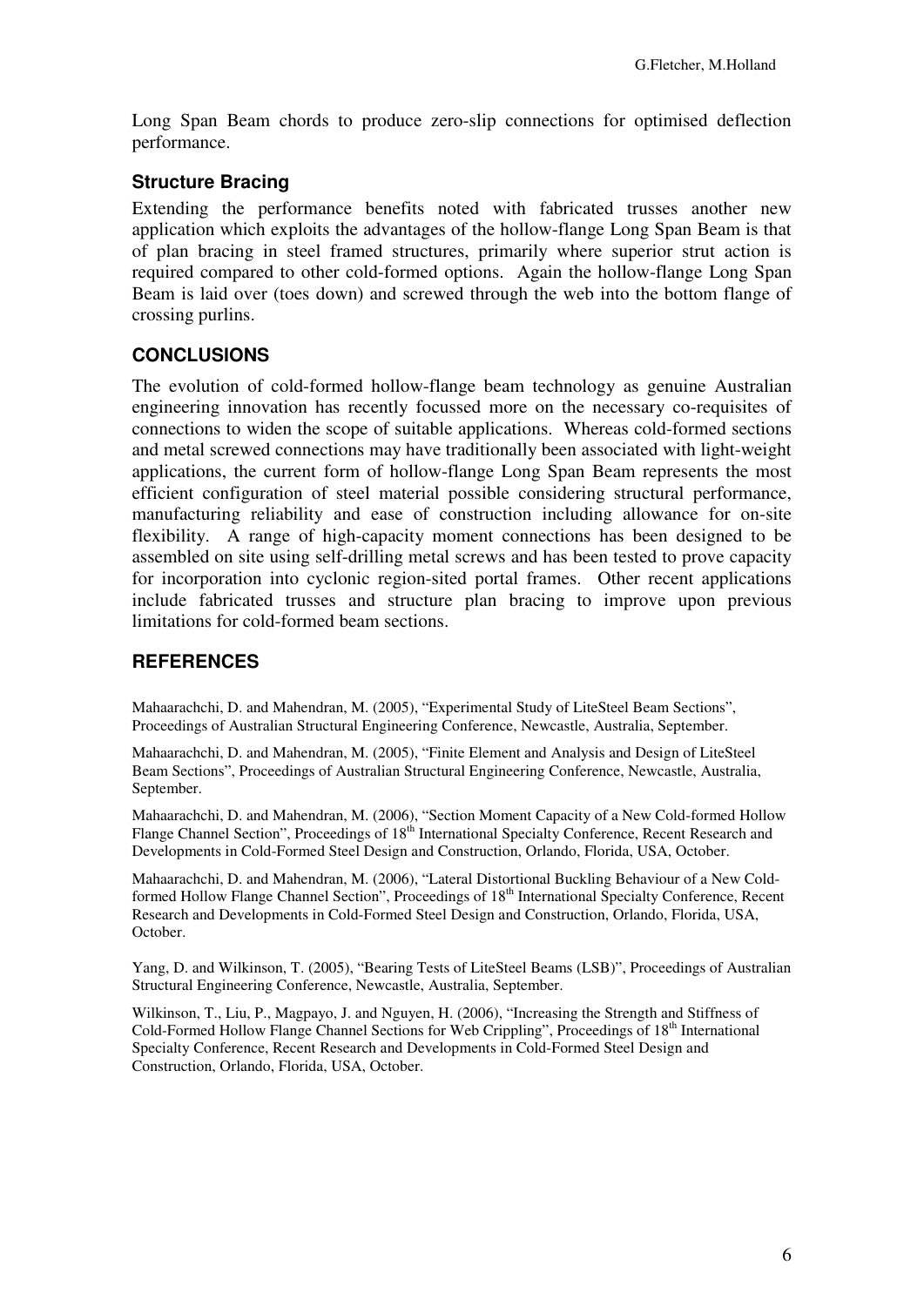Long Span Beam chords to produce zero-slip connections for optimised deflection performance.

### Structure Bracing

Extending the performance benefits noted with fabricated trusses another new application which exploits the advantages of the hollow-flange Long Span Beam is that of plan bracing in steel framed structures, primarily where superior strut action is required compared to other cold-formed options. Again the hollow-flange Long Span Beam is laid over (toes down) and screwed through the web into the bottom flange of crossing purlins.

## CONCLUSIONS

The evolution of cold-formed hollow-flange beam technology as genuine Australian engineering innovation has recently focussed more on the necessary co-requisites of connections to widen the scope of suitable applications. Whereas cold-formed sections and metal screwed connections may have traditionally been associated with light-weight applications, the current form of hollow-flange Long Span Beam represents the most efficient configuration of steel material possible considering structural performance, manufacturing reliability and ease of construction including allowance for on-site flexibility. A range of high-capacity moment connections has been designed to be assembled on site using self-drilling metal screws and has been tested to prove capacity for incorporation into cyclonic region-sited portal frames. Other recent applications include fabricated trusses and structure plan bracing to improve upon previous limitations for cold-formed beam sections.

## REFERENCES

Mahaarachchi, D. and Mahendran, M. (2005), "Experimental Study of LiteSteel Beam Sections", Proceedings of Australian Structural Engineering Conference, Newcastle, Australia, September.

Mahaarachchi, D. and Mahendran, M. (2005), "Finite Element and Analysis and Design of LiteSteel Beam Sections", Proceedings of Australian Structural Engineering Conference, Newcastle, Australia, September.

Mahaarachchi, D. and Mahendran, M. (2006), "Section Moment Capacity of a New Cold-formed Hollow Flange Channel Section", Proceedings of 18th International Specialty Conference, Recent Research and Developments in Cold-Formed Steel Design and Construction, Orlando, Florida, USA, October.

Mahaarachchi, D. and Mahendran, M. (2006), "Lateral Distortional Buckling Behaviour of a New Cold-formed Hollow Flange Channel Section", Proceedings of 18th International Specialty Conference, Recent Research and Developments in Cold-Formed Steel Design and Construction, Orlando, Florida, USA, October.

Yang, D. and Wilkinson, T. (2005), "Bearing Tests of LiteSteel Beams (LSB)", Proceedings of Australian Structural Engineering Conference, Newcastle, Australia, September.

Wilkinson, T., Liu, P., Magpayo, J. and Nguyen, H. (2006), "Increasing the Strength and Stiffness of Cold-Formed Hollow Flange Channel Sections for Web Crippling", Proceedings of 18th International Specialty Conference, Recent Research and Developments in Cold-Formed Steel Design and Construction, Orlando, Florida, USA, October.